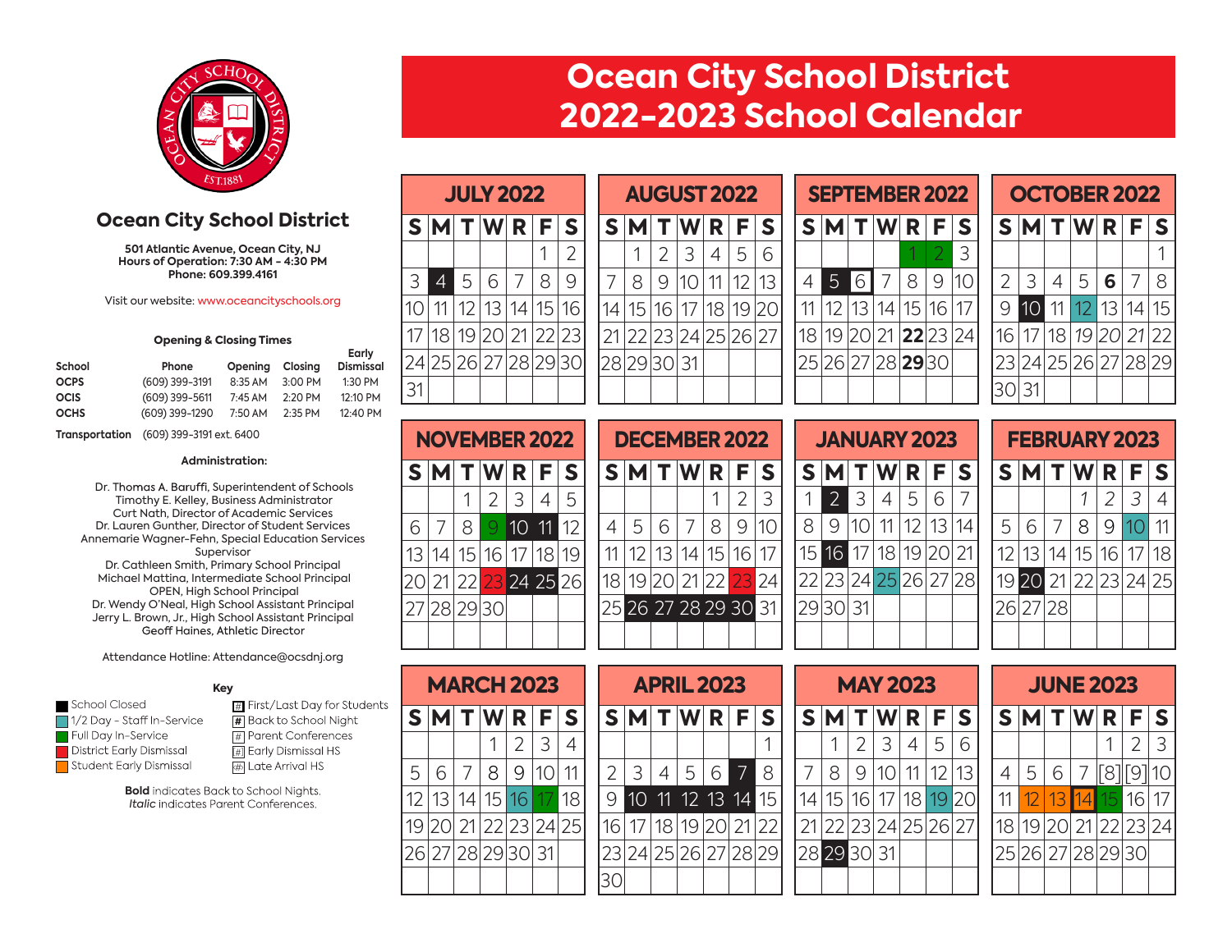# Ocean City School District 2022-2023 School Calendar

## Ocean City School District

**501 Atlantic Avenue, Ocean City, NJ**
**Hours of Operation: 7:30 AM - 4:30 PM**
**Phone: 609.399.4161**

Visit our website: www.oceancityschools.org

### Opening & Closing Times

| School | Phone | Opening | Closing | Early Dismissal |
|---|---|---|---|---|
| OCPS | (609) 399-3191 | 8:35 AM | 3:00 PM | 1:30 PM |
| OCIS | (609) 399-5611 | 7:45 AM | 2:20 PM | 12:10 PM |
| OCHS | (609) 399-1290 | 7:50 AM | 2:35 PM | 12:40 PM |

**Transportation** (609) 399-3191 ext. 6400

### Administration:

Dr. Thomas A. Baruffi, Superintendent of Schools
Timothy E. Kelley, Business Administrator
Curt Nath, Director of Academic Services
Dr. Lauren Gunther, Director of Student Services
Annemarie Wagner-Fehn, Special Education Services Supervisor
Dr. Cathleen Smith, Primary School Principal
Michael Mattina, Intermediate School Principal
OPEN, High School Principal
Dr. Wendy O'Neal, High School Assistant Principal
Jerry L. Brown, Jr., High School Assistant Principal
Geoff Haines, Athletic Director

Attendance Hotline: Attendance@ocsdnj.org

### Key

- School Closed (black)
- 1/2 Day - Staff In-Service (teal)
- Full Day In-Service (green)
- District Early Dismissal (red)
- Student Early Dismissal (orange)
- [#] First/Last Day for Students
- **[#]** Back to School Night
- [#] Parent Conferences
- [#] Early Dismissal HS
- [#] Late Arrival HS

**Bold** indicates Back to School Nights.
*Italic* indicates Parent Conferences.

### JULY 2022

| S | M | T | W | R | F | S |
|---|---|---|---|---|---|---|
| | | | | | 1 | 2 |
| 3 | 4 (School Closed) | 5 | 6 | 7 | 8 | 9 |
| 10 | 11 | 12 | 13 | 14 | 15 | 16 |
| 17 | 18 | 19 | 20 | 21 | 22 | 23 |
| 24 | 25 | 26 | 27 | 28 | 29 | 30 |
| 31 | | | | | | |

### AUGUST 2022

| S | M | T | W | R | F | S |
|---|---|---|---|---|---|---|
| | 1 | 2 | 3 | 4 | 5 | 6 |
| 7 | 8 | 9 | 10 | 11 | 12 | 13 |
| 14 | 15 | 16 | 17 | 18 | 19 | 20 |
| 21 | 22 | 23 | 24 | 25 | 26 | 27 |
| 28 | 29 | 30 | 31 | | | |

### SEPTEMBER 2022

| S | M | T | W | R | F | S |
|---|---|---|---|---|---|---|
| | | | | 1 (Full Day In-Service) | 2 (Full Day In-Service) | 3 |
| 4 | 5 (School Closed) | [6] (First Day for Students) | 7 | 8 | 9 | 10 |
| 11 | 12 | 13 | 14 | 15 | 16 | 17 |
| 18 | 19 | 20 | 21 | **22** | 23 | 24 |
| 25 | 26 | 27 | 28 | **29** | 30 | |

### OCTOBER 2022

| S | M | T | W | R | F | S |
|---|---|---|---|---|---|---|
| | | | | | | 1 |
| 2 | 3 | 4 | 5 | **6** | 7 | 8 |
| 9 | 10 (School Closed) | 11 | 12 (1/2 Day - Staff In-Service) | 13 | 14 | 15 |
| 16 | 17 | 18 | *19* | *20* | *21* | 22 |
| 23 | 24 | 25 | 26 | 27 | 28 | 29 |
| 30 | 31 | | | | | |

### NOVEMBER 2022

| S | M | T | W | R | F | S |
|---|---|---|---|---|---|---|
| | | 1 | 2 | 3 | 4 | 5 |
| 6 | 7 | 8 | 9 (Full Day In-Service) | 10 (School Closed) | 11 (School Closed) | 12 |
| 13 | 14 | 15 | 16 | 17 | 18 | 19 |
| 20 | 21 | 22 | 23 (District Early Dismissal) | 24 (School Closed) | 25 (School Closed) | 26 |
| 27 | 28 | 29 | 30 | | | |

### DECEMBER 2022

| S | M | T | W | R | F | S |
|---|---|---|---|---|---|---|
| | | | | 1 | 2 | 3 |
| 4 | 5 | 6 | 7 | 8 | 9 | 10 |
| 11 | 12 | 13 | 14 | 15 | 16 | 17 |
| 18 | 19 | 20 | 21 | 22 | 23 (District Early Dismissal) | 24 |
| 25 | 26 (School Closed) | 27 (School Closed) | 28 (School Closed) | 29 (School Closed) | 30 (School Closed) | 31 |

### JANUARY 2023

| S | M | T | W | R | F | S |
|---|---|---|---|---|---|---|
| 1 | 2 (School Closed) | 3 | 4 | 5 | 6 | 7 |
| 8 | 9 | 10 | 11 | 12 | 13 | 14 |
| 15 | 16 (School Closed) | 17 | 18 | 19 | 20 | 21 |
| 22 | 23 | 24 | 25 (1/2 Day - Staff In-Service) | 26 | 27 | 28 |
| 29 | 30 | 31 | | | | |

### FEBRUARY 2023

| S | M | T | W | R | F | S |
|---|---|---|---|---|---|---|
| | | | *1* | *2* | *3* | 4 |
| 5 | 6 | 7 | 8 | 9 | 10 (1/2 Day - Staff In-Service) | 11 |
| 12 | 13 | 14 | 15 | 16 | 17 | 18 |
| 19 | 20 (School Closed) | 21 | 22 | 23 | 24 | 25 |
| 26 | 27 | 28 | | | | |

### MARCH 2023

| S | M | T | W | R | F | S |
|---|---|---|---|---|---|---|
| | | | 1 | 2 | 3 | 4 |
| 5 | 6 | 7 | 8 | 9 | 10 | 11 |
| 12 | 13 | 14 | 15 | 16 (1/2 Day - Staff In-Service) | 17 (Full Day In-Service) | 18 |
| 19 | 20 | 21 | 22 | 23 | 24 | 25 |
| 26 | 27 | 28 | 29 | 30 | 31 | |

### APRIL 2023

| S | M | T | W | R | F | S |
|---|---|---|---|---|---|---|
| | | | | | | 1 |
| 2 | 3 | 4 | 5 | 6 | 7 (School Closed) | 8 |
| 9 | 10 (School Closed) | 11 (School Closed) | 12 (School Closed) | 13 (School Closed) | 14 (School Closed) | 15 |
| 16 | 17 | 18 | 19 | 20 | 21 | 22 |
| 23 | 24 | 25 | 26 | 27 | 28 | 29 |
| 30 | | | | | | |

### MAY 2023

| S | M | T | W | R | F | S |
|---|---|---|---|---|---|---|
| | 1 | 2 | 3 | 4 | 5 | 6 |
| 7 | 8 | 9 | 10 | 11 | 12 | 13 |
| 14 | 15 | 16 | 17 | 18 | 19 (1/2 Day - Staff In-Service) | 20 |
| 21 | 22 | 23 | 24 | 25 | 26 | 27 |
| 28 | 29 (School Closed) | 30 | 31 | | | |

### JUNE 2023

| S | M | T | W | R | F | S |
|---|---|---|---|---|---|---|
| | | | | 1 | 2 | 3 |
| 4 | 5 | 6 | 7 | [8] | [9] | 10 |
| 11 | 12 (Student Early Dismissal) | 13 (Student Early Dismissal) | [14] (Student Early Dismissal) | 15 (Full Day In-Service) | 16 | 17 |
| 18 | 19 | 20 | 21 | 22 | 23 | 24 |
| 25 | 26 | 27 | 28 | 29 | 30 | |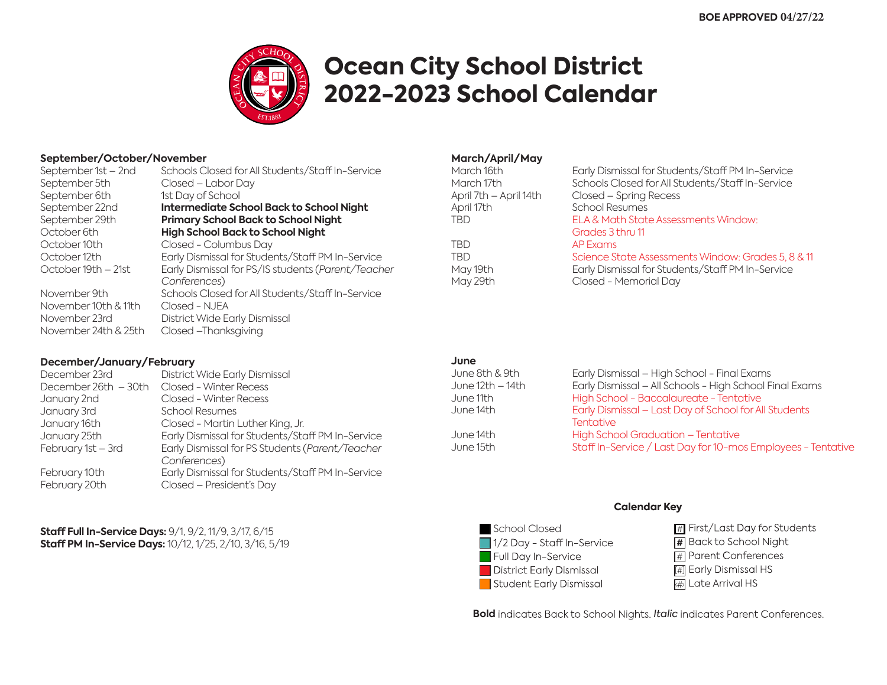BOE APPROVED 04/27/22

# Ocean City School District 2022-2023 School Calendar

### September/October/November

| | |
|---|---|
| September 1st – 2nd | Schools Closed for All Students/Staff In-Service |
| September 5th | Closed – Labor Day |
| September 6th | 1st Day of School |
| September 22nd | **Intermediate School Back to School Night** |
| September 29th | **Primary School Back to School Night** |
| October 6th | **High School Back to School Night** |
| October 10th | Closed - Columbus Day |
| October 12th | Early Dismissal for Students/Staff PM In-Service |
| October 19th – 21st | Early Dismissal for PS/IS students (*Parent/Teacher Conferences*) |
| November 9th | Schools Closed for All Students/Staff In-Service |
| November 10th & 11th | Closed - NJEA |
| November 23rd | District Wide Early Dismissal |
| November 24th & 25th | Closed –Thanksgiving |

### December/January/February

| | |
|---|---|
| December 23rd | District Wide Early Dismissal |
| December 26th – 30th | Closed - Winter Recess |
| January 2nd | Closed - Winter Recess |
| January 3rd | School Resumes |
| January 16th | Closed - Martin Luther King, Jr. |
| January 25th | Early Dismissal for Students/Staff PM In-Service |
| February 1st – 3rd | Early Dismissal for PS Students (*Parent/Teacher Conferences*) |
| February 10th | Early Dismissal for Students/Staff PM In-Service |
| February 20th | Closed – President's Day |

**Staff Full In-Service Days:** 9/1, 9/2, 11/9, 3/17, 6/15
**Staff PM In-Service Days:** 10/12, 1/25, 2/10, 3/16, 5/19

### March/April/May

| | |
|---|---|
| March 16th | Early Dismissal for Students/Staff PM In-Service |
| March 17th | Schools Closed for All Students/Staff In-Service |
| April 7th – April 14th | Closed – Spring Recess |
| April 17th | School Resumes |
| TBD | ELA & Math State Assessments Window: Grades 3 thru 11 |
| TBD | AP Exams |
| TBD | Science State Assessments Window: Grades 5, 8 & 11 |
| May 19th | Early Dismissal for Students/Staff PM In-Service |
| May 29th | Closed - Memorial Day |

### June

| | |
|---|---|
| June 8th & 9th | Early Dismissal – High School - Final Exams |
| June 12th – 14th | Early Dismissal – All Schools - High School Final Exams |
| June 11th | High School - Baccalaureate - Tentative |
| June 14th | Early Dismissal – Last Day of School for All Students Tentative |
| June 14th | High School Graduation – Tentative |
| June 15th | Staff In-Service / Last Day for 10-mos Employees - Tentative |

### Calendar Key

- School Closed
- 1/2 Day - Staff In-Service
- Full Day In-Service
- District Early Dismissal
- Student Early Dismissal
- # First/Last Day for Students
- **#** Back to School Night
- # Parent Conferences
- # Early Dismissal HS
- # Late Arrival HS

**Bold** indicates Back to School Nights. *Italic* indicates Parent Conferences.